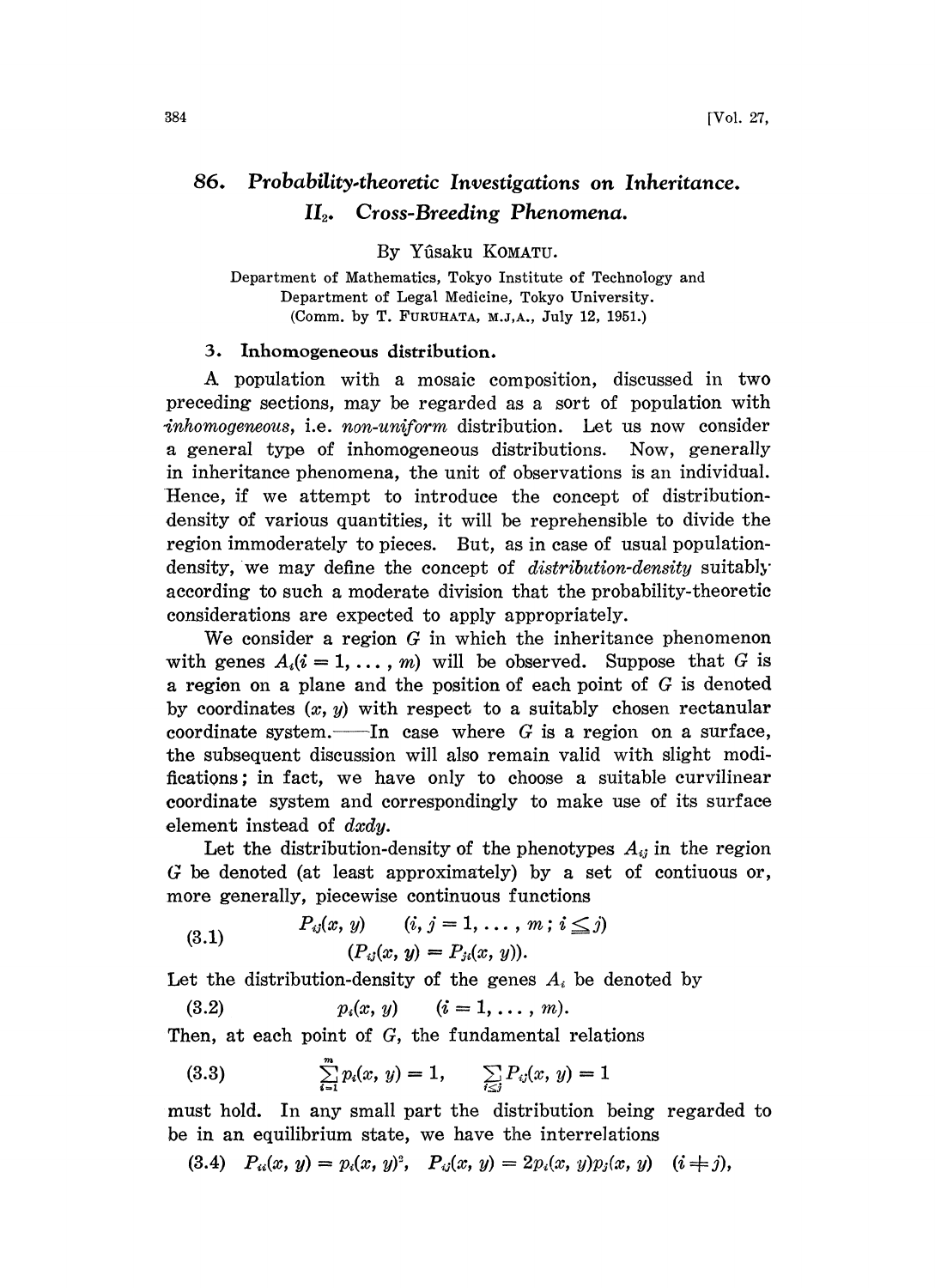# 86. Probability-theoretic Investigations on Inheritance. $II_2$. Cross-Breeding Phenomena.

By Yûsaku KOMATU.

Department of Mathematics, Tokyo Institute of Technology and Department of Legal Medicine, Tokyo University.
(Comm. by T. FURUHATA, M.J.A., July 12, 1951.)

## 3. Inhomogeneous distribution.

A population with a mosaic composition, discussed in two preceding sections, may be regarded as a sort of population with *inhomogeneous*, i.e. *non-uniform* distribution. Let us now consider a general type of inhomogeneous distributions. Now, generally in inheritance phenomena, the unit of observations is an individual. Hence, if we attempt to introduce the concept of distribution-density of various quantities, it will be reprehensible to divide the region immoderately to pieces. But, as in case of usual population-density, we may define the concept of *distribution-density* suitably according to such a moderate division that the probability-theoretic considerations are expected to apply appropriately.

We consider a region $G$ in which the inheritance phenomenon with genes $A_i (i = 1, \dots, m)$ will be observed. Suppose that $G$ is a region on a plane and the position of each point of $G$ is denoted by coordinates $(x, y)$ with respect to a suitably chosen rectanular coordinate system.——In case where $G$ is a region on a surface, the subsequent discussion will also remain valid with slight modifications; in fact, we have only to choose a suitable curvilinear coordinate system and correspondingly to make use of its surface element instead of $dxdy$.

Let the distribution-density of the phenotypes $A_{ij}$ in the region $G$ be denoted (at least approximately) by a set of contiuous or, more generally, piecewise continuous functions

$$(3.1) \qquad P_{ij}(x, y) \qquad (i, j = 1, \dots, m; i \leqq j) \\ (P_{ij}(x, y) = P_{ji}(x, y)).$$

Let the distribution-density of the genes $A_i$ be denoted by

$$(3.2) \qquad p_i(x, y) \qquad (i = 1, \dots, m).$$

Then, at each point of $G$, the fundamental relations

$$(3.3) \qquad \sum_{i=1}^{m} p_i(x, y) = 1, \qquad \sum_{i \leqq j} P_{ij}(x, y) = 1$$

must hold. In any small part the distribution being regarded to be in an equilibrium state, we have the interrelations

$$(3.4) \quad P_{ii}(x, y) = p_i(x, y)^2, \quad P_{ij}(x, y) = 2p_i(x, y)p_j(x, y) \quad (i \neq j),$$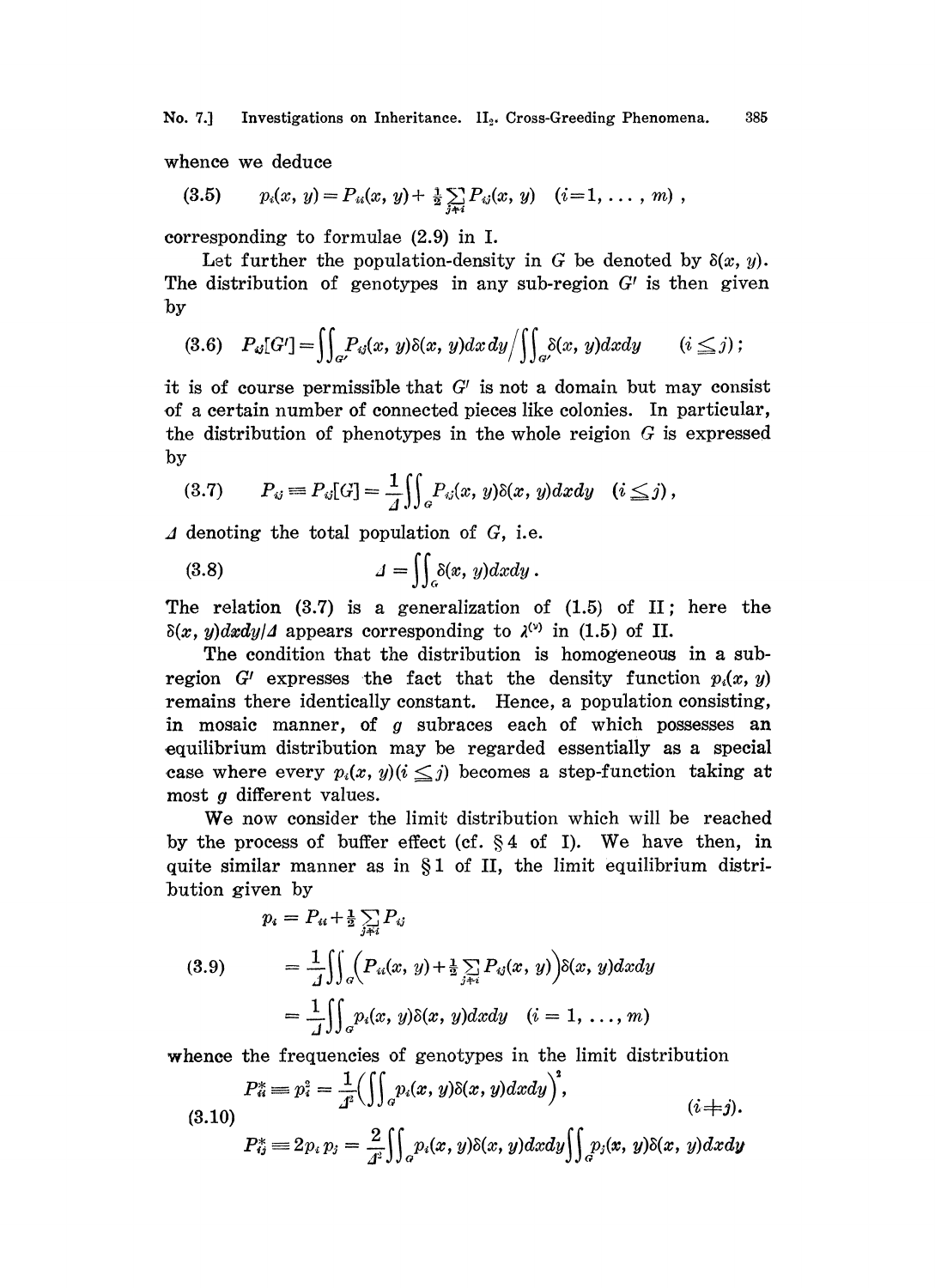whence we deduce

$$p_i(x, y) = P_{ii}(x, y) + \tfrac{1}{2}\sum_{j \neq i} P_{ij}(x, y) \quad (i=1, \ldots, m)\,, \tag{3.5}$$

corresponding to formulae (2.9) in I.

Let further the population-density in $G$ be denoted by $\delta(x, y)$. The distribution of genotypes in any sub-region $G'$ is then given by

$$P_{ij}[G'] = \iint_{G'} P_{ij}(x, y)\delta(x, y)dx\,dy \Big/ \iint_{G'} \delta(x, y)dxdy \qquad (i \leqq j)\,; \tag{3.6}$$

it is of course permissible that $G'$ is not a domain but may consist of a certain number of connected pieces like colonies. In particular, the distribution of phenotypes in the whole reigion $G$ is expressed by

$$P_{ij} \equiv P_{ij}[G] = \frac{1}{\varDelta}\iint_G P_{ij}(x, y)\delta(x, y)dxdy \quad (i \leqq j)\,, \tag{3.7}$$

$\varDelta$ denoting the total population of $G$, i.e.

$$\varDelta = \iint_G \delta(x, y)dxdy\,. \tag{3.8}$$

The relation (3.7) is a generalization of (1.5) of II; here the $\delta(x, y)dxdy/\varDelta$ appears corresponding to $\lambda^{(\nu)}$ in (1.5) of II.

The condition that the distribution is homogeneous in a sub-region $G'$ expresses the fact that the density function $p_i(x, y)$ remains there identically constant. Hence, a population consisting, in mosaic manner, of $g$ subraces each of which possesses an equilibrium distribution may be regarded essentially as a special case where every $p_i(x, y) (i \leqq j)$ becomes a step-function taking at most $g$ different values.

We now consider the limit distribution which will be reached by the process of buffer effect (cf. §4 of I). We have then, in quite similar manner as in §1 of II, the limit equilibrium distribution given by

$$\begin{aligned} p_i &= P_{ii} + \tfrac{1}{2}\sum_{j \neq i} P_{ij} \\ &= \frac{1}{\varDelta}\iint_G \Big(P_{ii}(x, y) + \tfrac{1}{2}\sum_{j \neq i} P_{ij}(x, y)\Big)\delta(x, y)dxdy \\ &= \frac{1}{\varDelta}\iint_G p_i(x, y)\delta(x, y)dxdy \quad (i = 1, \ldots, m) \end{aligned} \tag{3.9}$$

whence the frequencies of genotypes in the limit distribution

$$\begin{aligned} P^*_{ii} &\equiv p_i^2 = \frac{1}{\varDelta^2}\Big(\iint_G p_i(x, y)\delta(x, y)dxdy\Big)^2, \\ P^*_{ij} &\equiv 2p_i p_j = \frac{2}{\varDelta^2}\iint_G p_i(x, y)\delta(x, y)dxdy \iint_G p_j(x, y)\delta(x, y)dxdy \end{aligned} \qquad (i \neq j). \tag{3.10}$$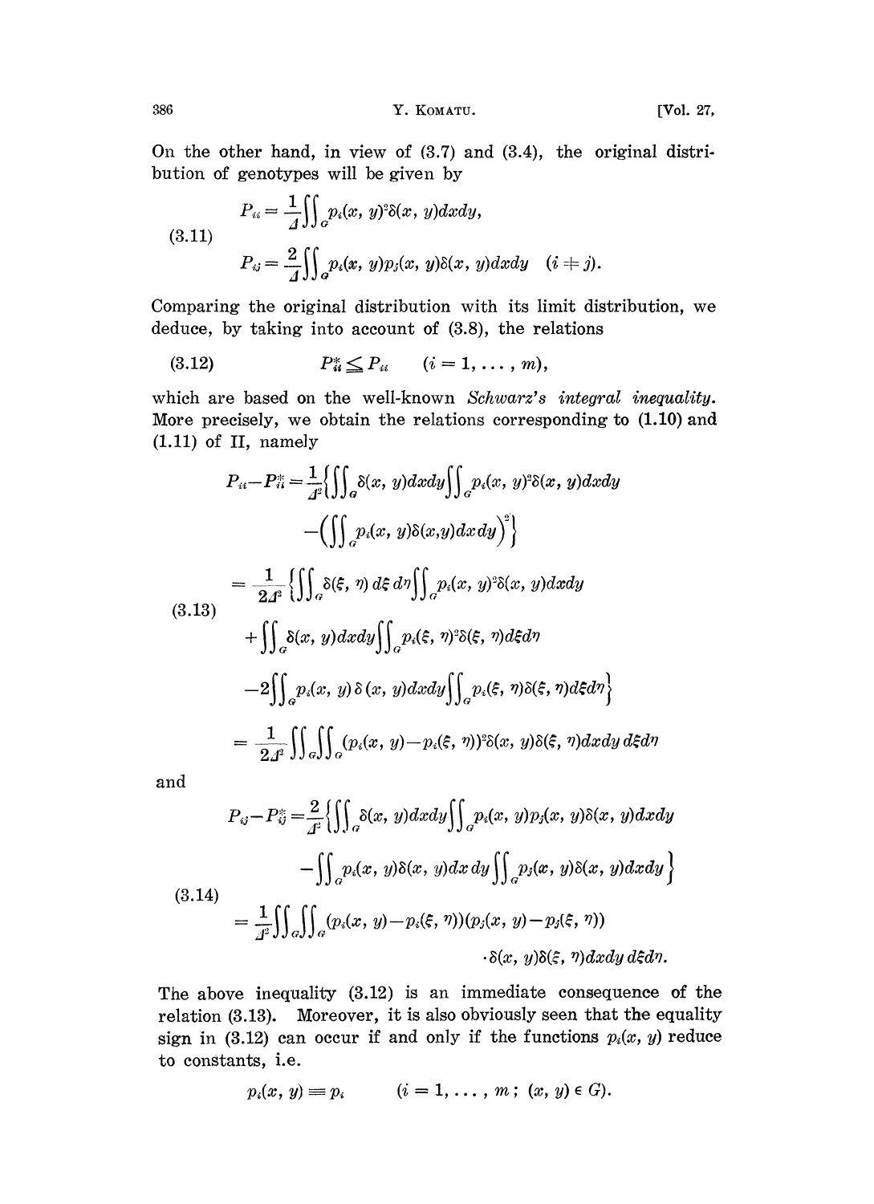On the other hand, in view of (3.7) and (3.4), the original distribution of genotypes will be given by

$$
\begin{aligned}
P_{ii} &= \frac{1}{\Delta}\iint_G p_i(x, y)^2 \delta(x, y)\,dxdy, \\
P_{ij} &= \frac{2}{\Delta}\iint_G p_i(x, y) p_j(x, y)\delta(x, y)\,dxdy \quad (i \neq j).
\end{aligned}
\tag{3.11}
$$

Comparing the original distribution with its limit distribution, we deduce, by taking into account of (3.8), the relations

$$
P_{ii}^* \leqq P_{ii} \qquad (i = 1, \dots, m), \tag{3.12}
$$

which are based on the well-known *Schwarz's integral inequality*. More precisely, we obtain the relations corresponding to (1.10) and (1.11) of II, namely

$$
\begin{aligned}
P_{ii} - P_{ii}^* &= \frac{1}{\Delta^2}\Big\{\iint_G \delta(x, y)\,dxdy \iint_G p_i(x, y)^2 \delta(x, y)\,dxdy \\
&\qquad - \Big(\iint_G p_i(x, y)\delta(x, y)\,dxdy\Big)^2\Big\} \\
&= \frac{1}{2\Delta^2}\Big\{\iint_G \delta(\xi, \eta)\,d\xi d\eta \iint_G p_i(x, y)^2 \delta(x, y)\,dxdy \\
&\qquad + \iint_G \delta(x, y)\,dxdy \iint_G p_i(\xi, \eta)^2 \delta(\xi, \eta)\,d\xi d\eta \\
&\qquad - 2\iint_G p_i(x, y)\,\delta(x, y)\,dxdy \iint_G p_i(\xi, \eta)\delta(\xi, \eta)\,d\xi d\eta\Big\} \\
&= \frac{1}{2\Delta^2}\iint_G\iint_G (p_i(x, y) - p_i(\xi, \eta))^2 \delta(x, y)\delta(\xi, \eta)\,dxdy\,d\xi d\eta
\end{aligned}
\tag{3.13}
$$

and

$$
\begin{aligned}
P_{ij} - P_{ij}^* &= \frac{2}{\Delta^2}\Big\{\iint_G \delta(x, y)\,dxdy \iint_G p_i(x, y) p_j(x, y)\delta(x, y)\,dxdy \\
&\qquad - \iint_G p_i(x, y)\delta(x, y)\,dxdy \iint_G p_j(x, y)\delta(x, y)\,dxdy\Big\} \\
&= \frac{1}{\Delta^2}\iint_G\iint_G (p_i(x, y) - p_i(\xi, \eta))(p_j(x, y) - p_j(\xi, \eta)) \\
&\qquad \cdot \delta(x, y)\delta(\xi, \eta)\,dxdy\,d\xi d\eta.
\end{aligned}
\tag{3.14}
$$

The above inequality (3.12) is an immediate consequence of the relation (3.13). Moreover, it is also obviously seen that the equality sign in (3.12) can occur if and only if the functions $p_i(x, y)$ reduce to constants, i.e.

$$
p_i(x, y) \equiv p_i \qquad (i = 1, \dots, m;\ (x, y) \in G).
$$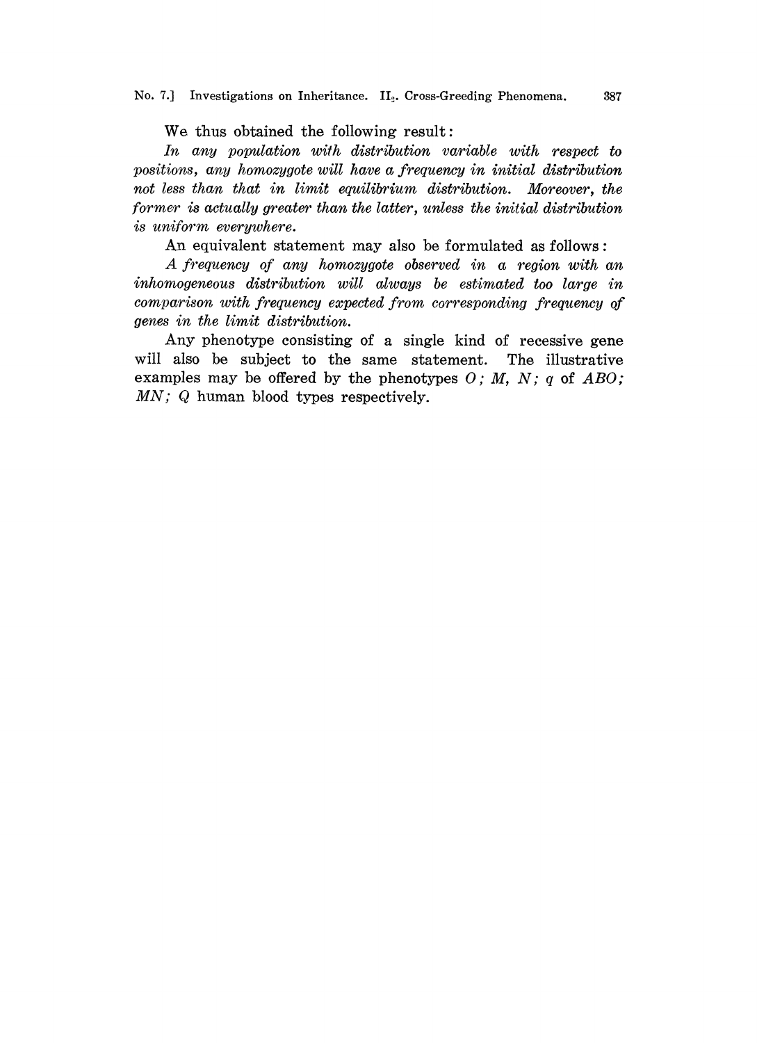We thus obtained the following result:

*In any population with distribution variable with respect to positions, any homozygote will have a frequency in initial distribution not less than that in limit equilibrium distribution. Moreover, the former is actually greater than the latter, unless the initial distribution is uniform everywhere.*

An equivalent statement may also be formulated as follows:

*A frequency of any homozygote observed in a region with an inhomogeneous distribution will always be estimated too large in comparison with frequency expected from corresponding frequency of genes in the limit distribution.*

Any phenotype consisting of a single kind of recessive gene will also be subject to the same statement. The illustrative examples may be offered by the phenotypes *O*; *M*, *N*; *q* of *ABO*; *MN*; *Q* human blood types respectively.